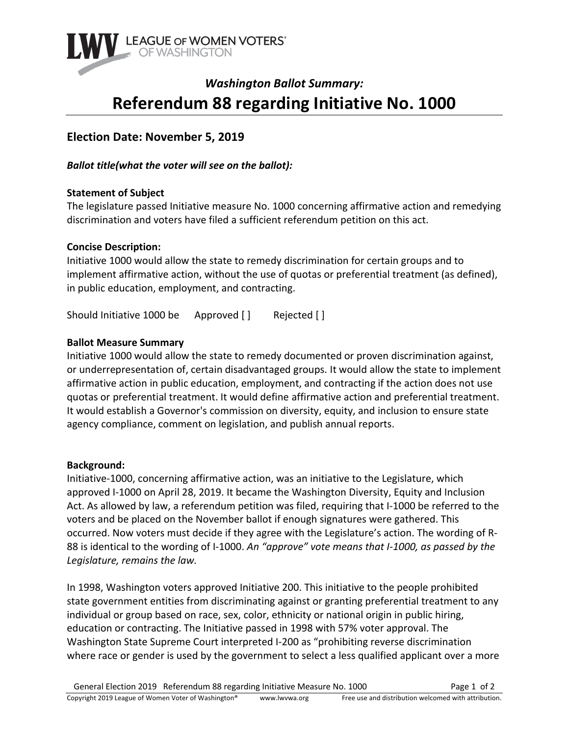LEAGUE OF WOMEN VOTERS® OF WASHINGTON

## *Washington Ballot Summary:*

# Referendum 88 regarding Initiative No. 1000

## Election Date: November 5, 2019

***Ballot title(what the voter will see on the ballot):***

**Statement of Subject**
The legislature passed Initiative measure No. 1000 concerning affirmative action and remedying discrimination and voters have filed a sufficient referendum petition on this act.

**Concise Description:**
Initiative 1000 would allow the state to remedy discrimination for certain groups and to implement affirmative action, without the use of quotas or preferential treatment (as defined), in public education, employment, and contracting.

Should Initiative 1000 be Approved [ ] Rejected [ ]

**Ballot Measure Summary**
Initiative 1000 would allow the state to remedy documented or proven discrimination against, or underrepresentation of, certain disadvantaged groups. It would allow the state to implement affirmative action in public education, employment, and contracting if the action does not use quotas or preferential treatment. It would define affirmative action and preferential treatment. It would establish a Governor's commission on diversity, equity, and inclusion to ensure state agency compliance, comment on legislation, and publish annual reports.

**Background:**
Initiative-1000, concerning affirmative action, was an initiative to the Legislature, which approved I-1000 on April 28, 2019. It became the Washington Diversity, Equity and Inclusion Act. As allowed by law, a referendum petition was filed, requiring that I-1000 be referred to the voters and be placed on the November ballot if enough signatures were gathered. This occurred. Now voters must decide if they agree with the Legislature's action. The wording of R-88 is identical to the wording of I-1000. *An "approve" vote means that I-1000, as passed by the Legislature, remains the law.*

In 1998, Washington voters approved Initiative 200. This initiative to the people prohibited state government entities from discriminating against or granting preferential treatment to any individual or group based on race, sex, color, ethnicity or national origin in public hiring, education or contracting. The Initiative passed in 1998 with 57% voter approval. The Washington State Supreme Court interpreted I-200 as "prohibiting reverse discrimination where race or gender is used by the government to select a less qualified applicant over a more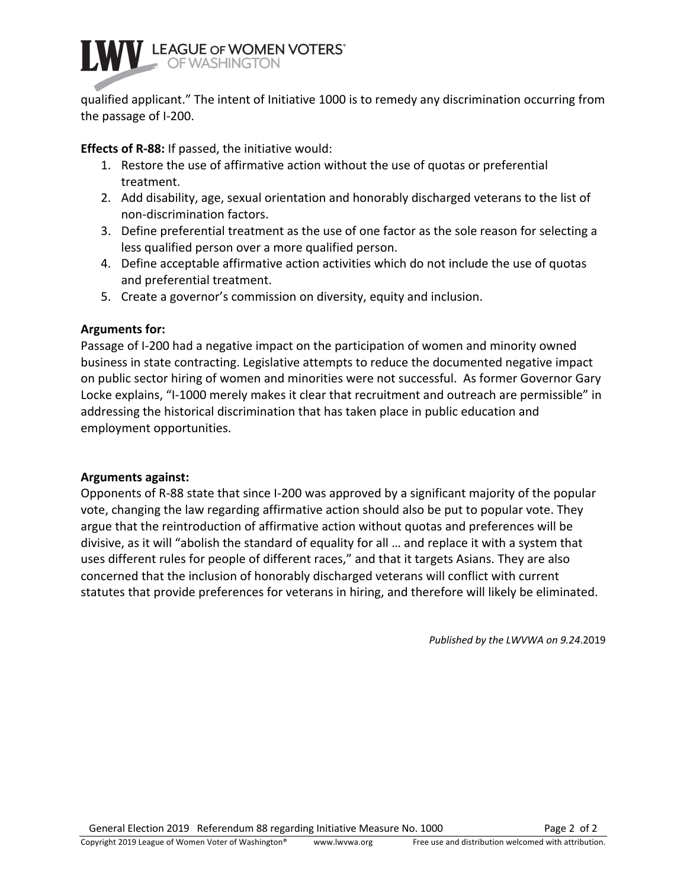qualified applicant." The intent of Initiative 1000 is to remedy any discrimination occurring from the passage of I-200.

**Effects of R-88:** If passed, the initiative would:

1. Restore the use of affirmative action without the use of quotas or preferential treatment.
2. Add disability, age, sexual orientation and honorably discharged veterans to the list of non-discrimination factors.
3. Define preferential treatment as the use of one factor as the sole reason for selecting a less qualified person over a more qualified person.
4. Define acceptable affirmative action activities which do not include the use of quotas and preferential treatment.
5. Create a governor's commission on diversity, equity and inclusion.

**Arguments for:**

Passage of I-200 had a negative impact on the participation of women and minority owned business in state contracting. Legislative attempts to reduce the documented negative impact on public sector hiring of women and minorities were not successful. As former Governor Gary Locke explains, "I-1000 merely makes it clear that recruitment and outreach are permissible" in addressing the historical discrimination that has taken place in public education and employment opportunities.

**Arguments against:**

Opponents of R-88 state that since I-200 was approved by a significant majority of the popular vote, changing the law regarding affirmative action should also be put to popular vote. They argue that the reintroduction of affirmative action without quotas and preferences will be divisive, as it will "abolish the standard of equality for all … and replace it with a system that uses different rules for people of different races," and that it targets Asians. They are also concerned that the inclusion of honorably discharged veterans will conflict with current statutes that provide preferences for veterans in hiring, and therefore will likely be eliminated.

*Published by the LWVWA on 9.24.*2019